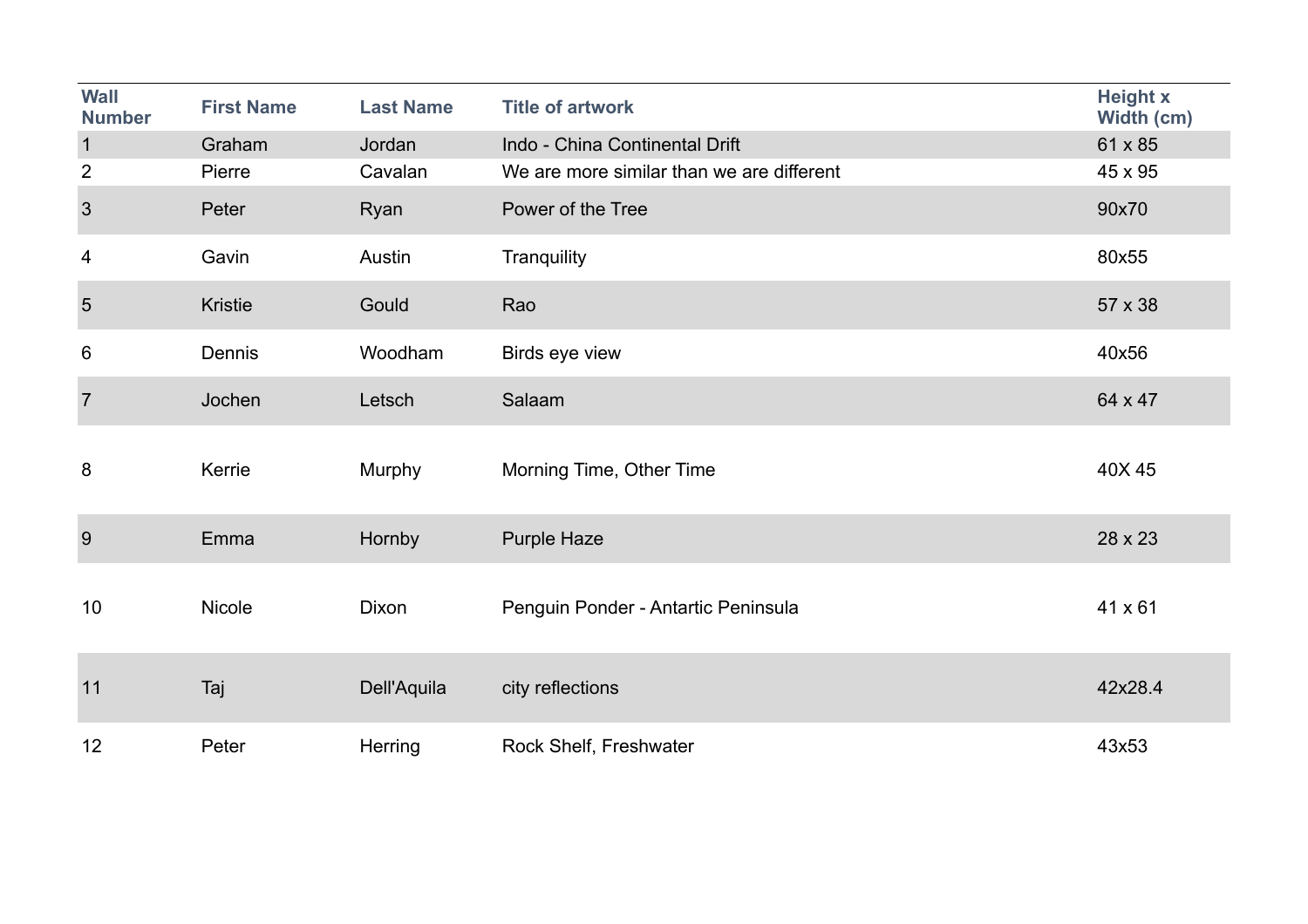| Wall Number | First Name | Last Name | Title of artwork | Height x Width (cm) |
|---|---|---|---|---|
| 1 | Graham | Jordan | Indo - China Continental Drift | 61 x 85 |
| 2 | Pierre | Cavalan | We are more similar than we are different | 45 x 95 |
| 3 | Peter | Ryan | Power of the Tree | 90x70 |
| 4 | Gavin | Austin | Tranquility | 80x55 |
| 5 | Kristie | Gould | Rao | 57 x 38 |
| 6 | Dennis | Woodham | Birds eye view | 40x56 |
| 7 | Jochen | Letsch | Salaam | 64 x 47 |
| 8 | Kerrie | Murphy | Morning Time, Other Time | 40X 45 |
| 9 | Emma | Hornby | Purple Haze | 28 x 23 |
| 10 | Nicole | Dixon | Penguin Ponder - Antartic Peninsula | 41 x 61 |
| 11 | Taj | Dell'Aquila | city reflections | 42x28.4 |
| 12 | Peter | Herring | Rock Shelf, Freshwater | 43x53 |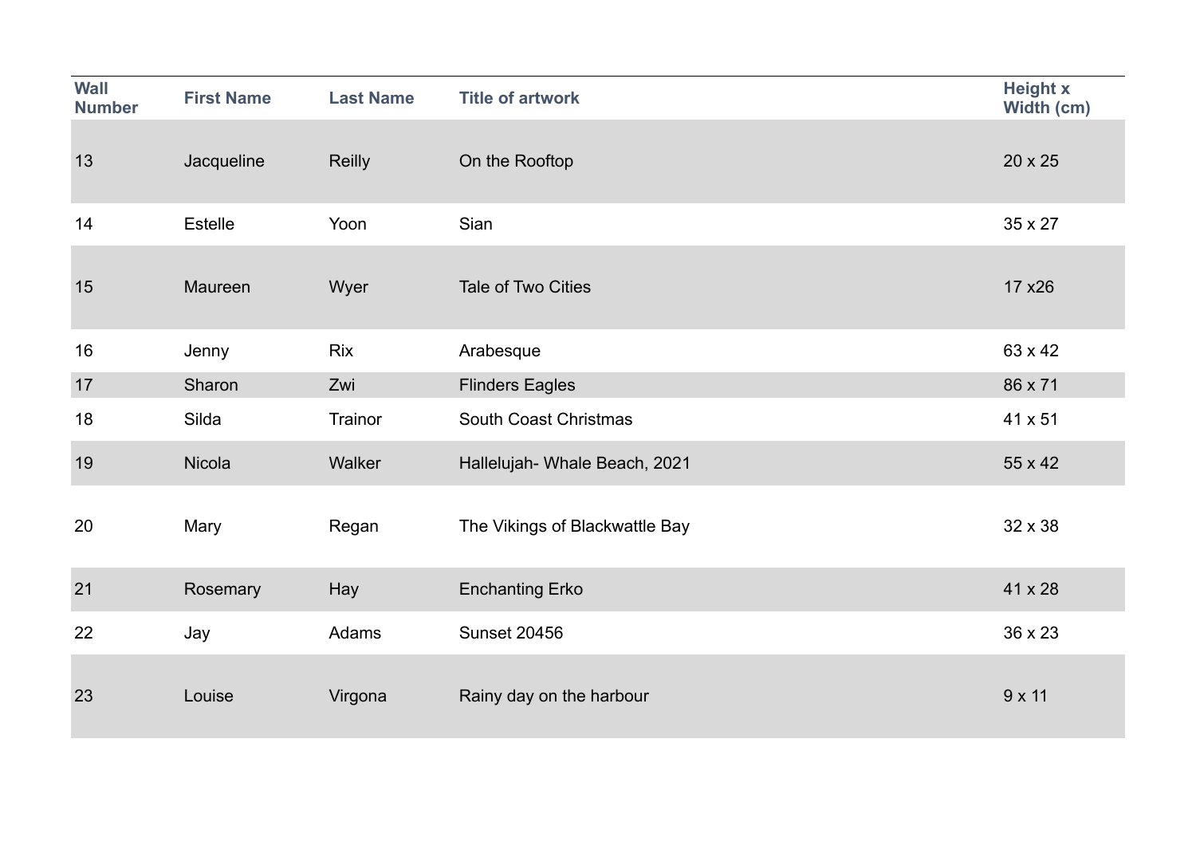| Wall Number | First Name | Last Name | Title of artwork | Height x Width (cm) |
|---|---|---|---|---|
| 13 | Jacqueline | Reilly | On the Rooftop | 20 x 25 |
| 14 | Estelle | Yoon | Sian | 35 x 27 |
| 15 | Maureen | Wyer | Tale of Two Cities | 17 x26 |
| 16 | Jenny | Rix | Arabesque | 63 x 42 |
| 17 | Sharon | Zwi | Flinders Eagles | 86 x 71 |
| 18 | Silda | Trainor | South Coast Christmas | 41 x 51 |
| 19 | Nicola | Walker | Hallelujah- Whale Beach, 2021 | 55 x 42 |
| 20 | Mary | Regan | The Vikings of Blackwattle Bay | 32 x 38 |
| 21 | Rosemary | Hay | Enchanting Erko | 41 x 28 |
| 22 | Jay | Adams | Sunset 20456 | 36 x 23 |
| 23 | Louise | Virgona | Rainy day on the harbour | 9 x 11 |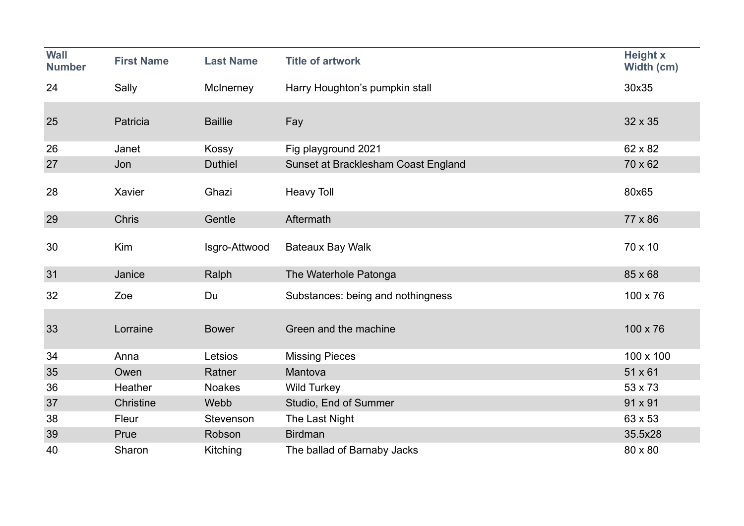| Wall Number | First Name | Last Name | Title of artwork | Height x Width (cm) |
|---|---|---|---|---|
| 24 | Sally | McInerney | Harry Houghton's pumpkin stall | 30x35 |
| 25 | Patricia | Baillie | Fay | 32 x 35 |
| 26 | Janet | Kossy | Fig playground 2021 | 62 x 82 |
| 27 | Jon | Duthiel | Sunset at Bracklesham Coast England | 70 x 62 |
| 28 | Xavier | Ghazi | Heavy Toll | 80x65 |
| 29 | Chris | Gentle | Aftermath | 77 x 86 |
| 30 | Kim | Isgro-Attwood | Bateaux Bay Walk | 70 x 10 |
| 31 | Janice | Ralph | The Waterhole Patonga | 85 x 68 |
| 32 | Zoe | Du | Substances: being and nothingness | 100 x 76 |
| 33 | Lorraine | Bower | Green and the machine | 100 x 76 |
| 34 | Anna | Letsios | Missing Pieces | 100 x 100 |
| 35 | Owen | Ratner | Mantova | 51 x 61 |
| 36 | Heather | Noakes | Wild Turkey | 53 x 73 |
| 37 | Christine | Webb | Studio, End of Summer | 91 x 91 |
| 38 | Fleur | Stevenson | The Last Night | 63 x 53 |
| 39 | Prue | Robson | Birdman | 35.5x28 |
| 40 | Sharon | Kitching | The ballad of Barnaby Jacks | 80 x 80 |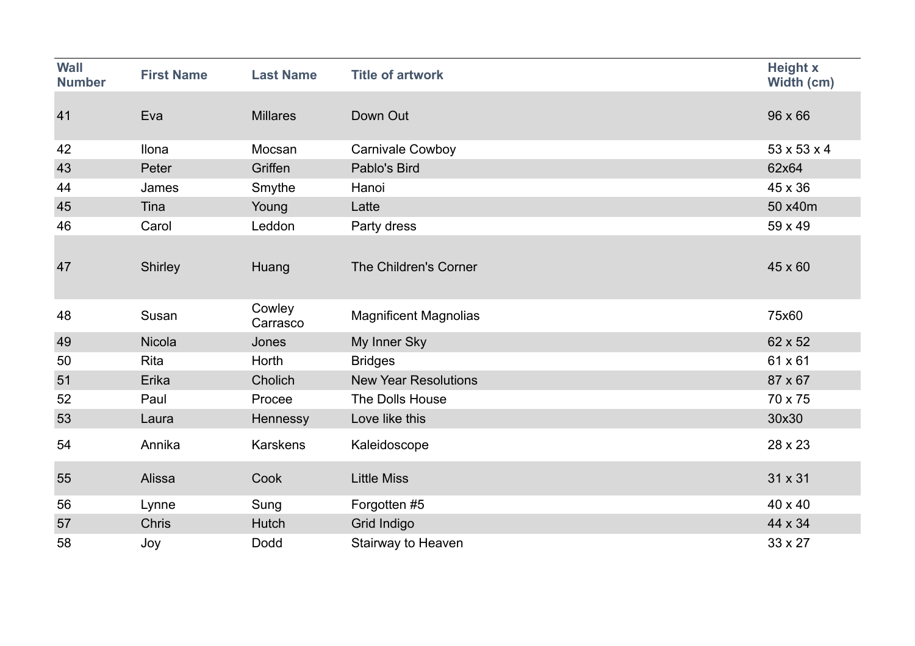| Wall Number | First Name | Last Name | Title of artwork | Height x Width (cm) |
| --- | --- | --- | --- | --- |
| 41 | Eva | Millares | Down Out | 96 x 66 |
| 42 | Ilona | Mocsan | Carnivale Cowboy | 53 x 53 x 4 |
| 43 | Peter | Griffen | Pablo's Bird | 62x64 |
| 44 | James | Smythe | Hanoi | 45 x 36 |
| 45 | Tina | Young | Latte | 50 x40m |
| 46 | Carol | Leddon | Party dress | 59 x 49 |
| 47 | Shirley | Huang | The Children's Corner | 45 x 60 |
| 48 | Susan | Cowley Carrasco | Magnificent Magnolias | 75x60 |
| 49 | Nicola | Jones | My Inner Sky | 62 x 52 |
| 50 | Rita | Horth | Bridges | 61 x 61 |
| 51 | Erika | Cholich | New Year Resolutions | 87 x 67 |
| 52 | Paul | Procee | The Dolls House | 70 x 75 |
| 53 | Laura | Hennessy | Love like this | 30x30 |
| 54 | Annika | Karskens | Kaleidoscope | 28 x 23 |
| 55 | Alissa | Cook | Little Miss | 31 x 31 |
| 56 | Lynne | Sung | Forgotten #5 | 40 x 40 |
| 57 | Chris | Hutch | Grid Indigo | 44 x 34 |
| 58 | Joy | Dodd | Stairway to Heaven | 33 x 27 |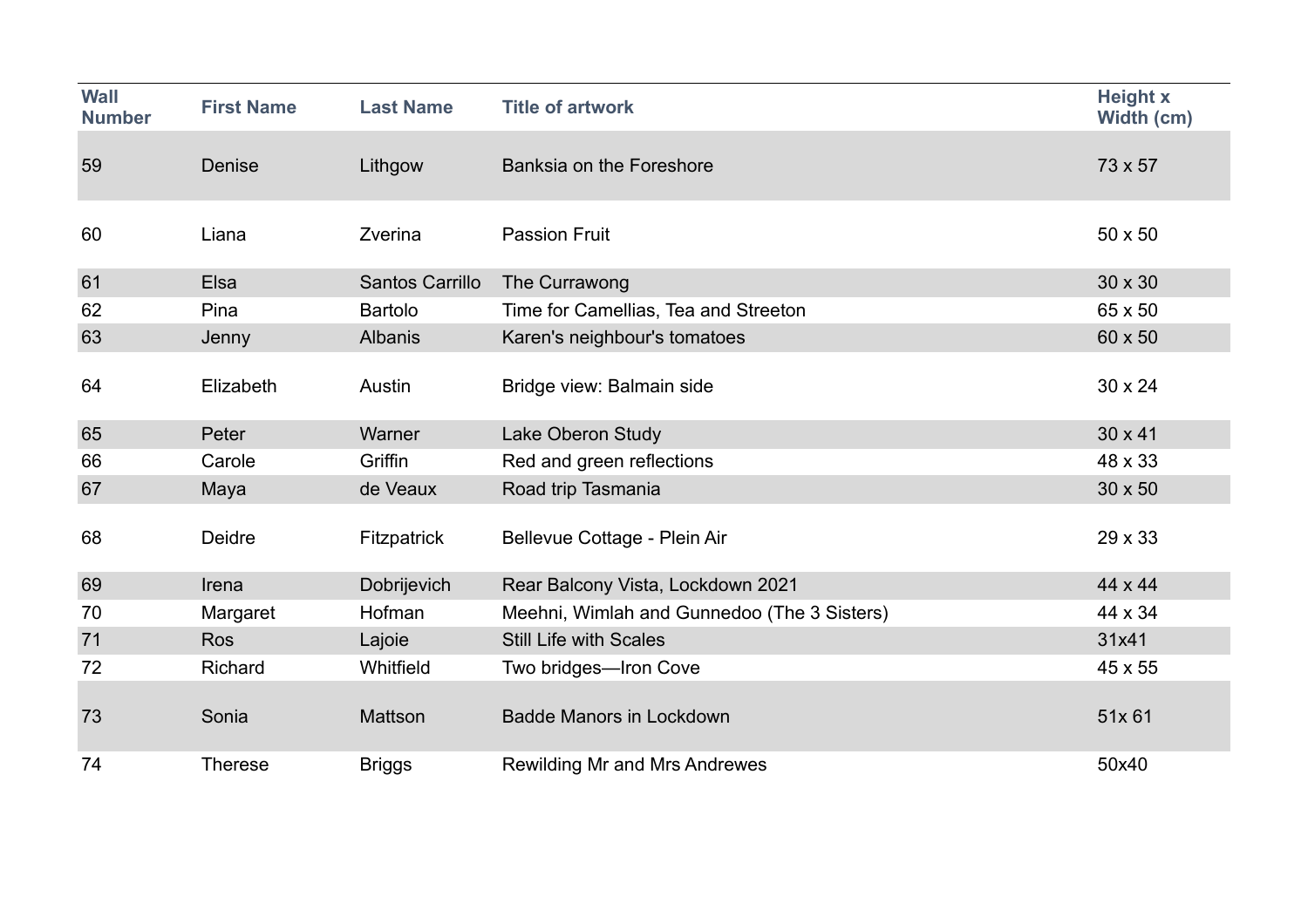| Wall Number | First Name | Last Name | Title of artwork | Height x Width (cm) |
|---|---|---|---|---|
| 59 | Denise | Lithgow | Banksia on the Foreshore | 73 x 57 |
| 60 | Liana | Zverina | Passion Fruit | 50 x 50 |
| 61 | Elsa | Santos Carrillo | The Currawong | 30 x 30 |
| 62 | Pina | Bartolo | Time for Camellias, Tea and Streeton | 65 x 50 |
| 63 | Jenny | Albanis | Karen's neighbour's tomatoes | 60 x 50 |
| 64 | Elizabeth | Austin | Bridge view: Balmain side | 30 x 24 |
| 65 | Peter | Warner | Lake Oberon Study | 30 x 41 |
| 66 | Carole | Griffin | Red and green reflections | 48 x 33 |
| 67 | Maya | de Veaux | Road trip Tasmania | 30 x 50 |
| 68 | Deidre | Fitzpatrick | Bellevue Cottage - Plein Air | 29 x 33 |
| 69 | Irena | Dobrijevich | Rear Balcony Vista, Lockdown 2021 | 44 x 44 |
| 70 | Margaret | Hofman | Meehni, Wimlah and Gunnedoo (The 3 Sisters) | 44 x 34 |
| 71 | Ros | Lajoie | Still Life with Scales | 31x41 |
| 72 | Richard | Whitfield | Two bridges—Iron Cove | 45 x 55 |
| 73 | Sonia | Mattson | Badde Manors in Lockdown | 51x 61 |
| 74 | Therese | Briggs | Rewilding Mr and Mrs Andrewes | 50x40 |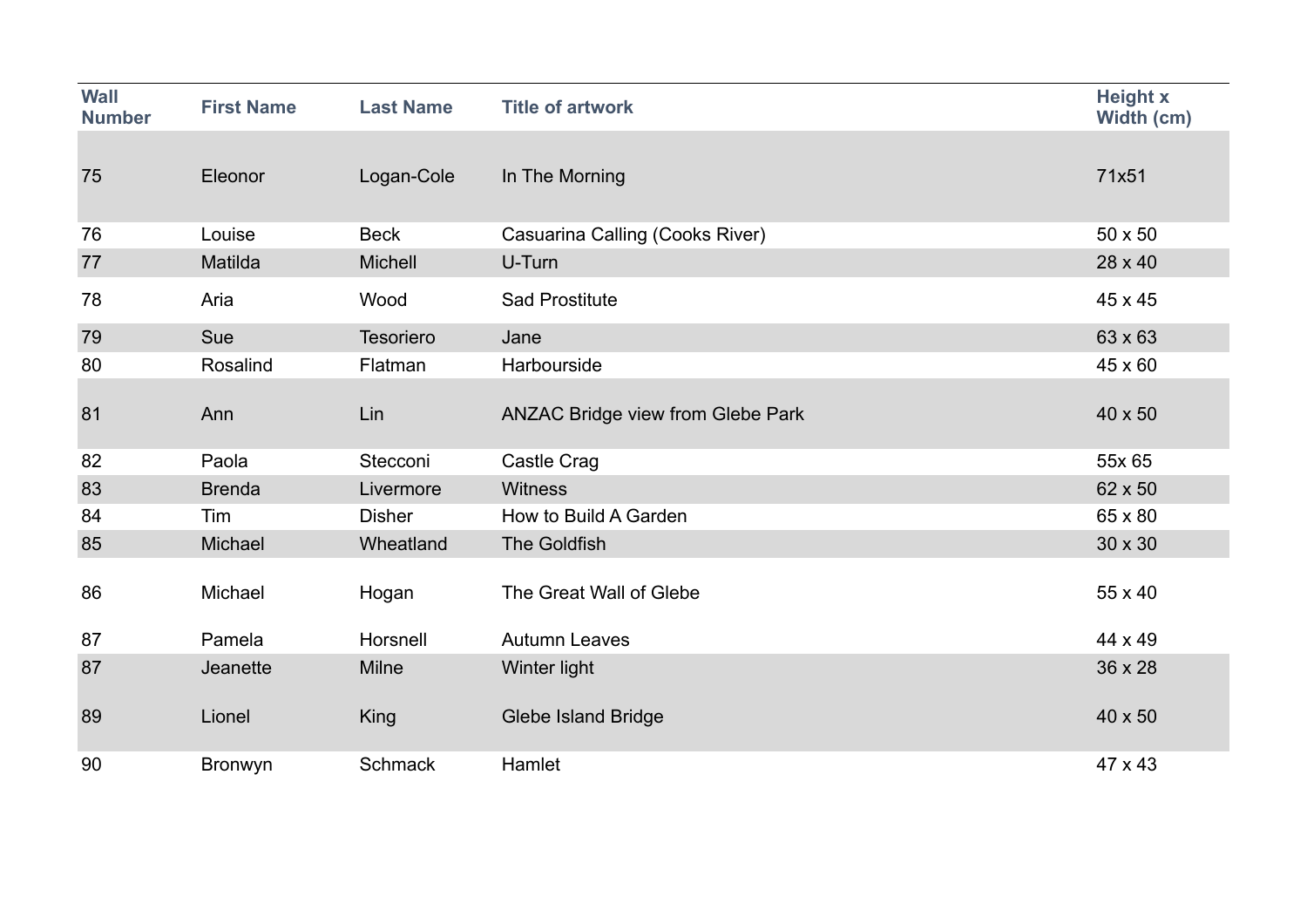| Wall Number | First Name | Last Name | Title of artwork | Height x Width (cm) |
| --- | --- | --- | --- | --- |
| 75 | Eleonor | Logan-Cole | In The Morning | 71x51 |
| 76 | Louise | Beck | Casuarina Calling (Cooks River) | 50 x 50 |
| 77 | Matilda | Michell | U-Turn | 28 x 40 |
| 78 | Aria | Wood | Sad Prostitute | 45 x 45 |
| 79 | Sue | Tesoriero | Jane | 63 x 63 |
| 80 | Rosalind | Flatman | Harbourside | 45 x 60 |
| 81 | Ann | Lin | ANZAC Bridge view from Glebe Park | 40 x 50 |
| 82 | Paola | Stecconi | Castle Crag | 55x 65 |
| 83 | Brenda | Livermore | Witness | 62 x 50 |
| 84 | Tim | Disher | How to Build A Garden | 65 x 80 |
| 85 | Michael | Wheatland | The Goldfish | 30 x 30 |
| 86 | Michael | Hogan | The Great Wall of Glebe | 55 x 40 |
| 87 | Pamela | Horsnell | Autumn Leaves | 44 x 49 |
| 87 | Jeanette | Milne | Winter light | 36 x 28 |
| 89 | Lionel | King | Glebe Island Bridge | 40 x 50 |
| 90 | Bronwyn | Schmack | Hamlet | 47 x 43 |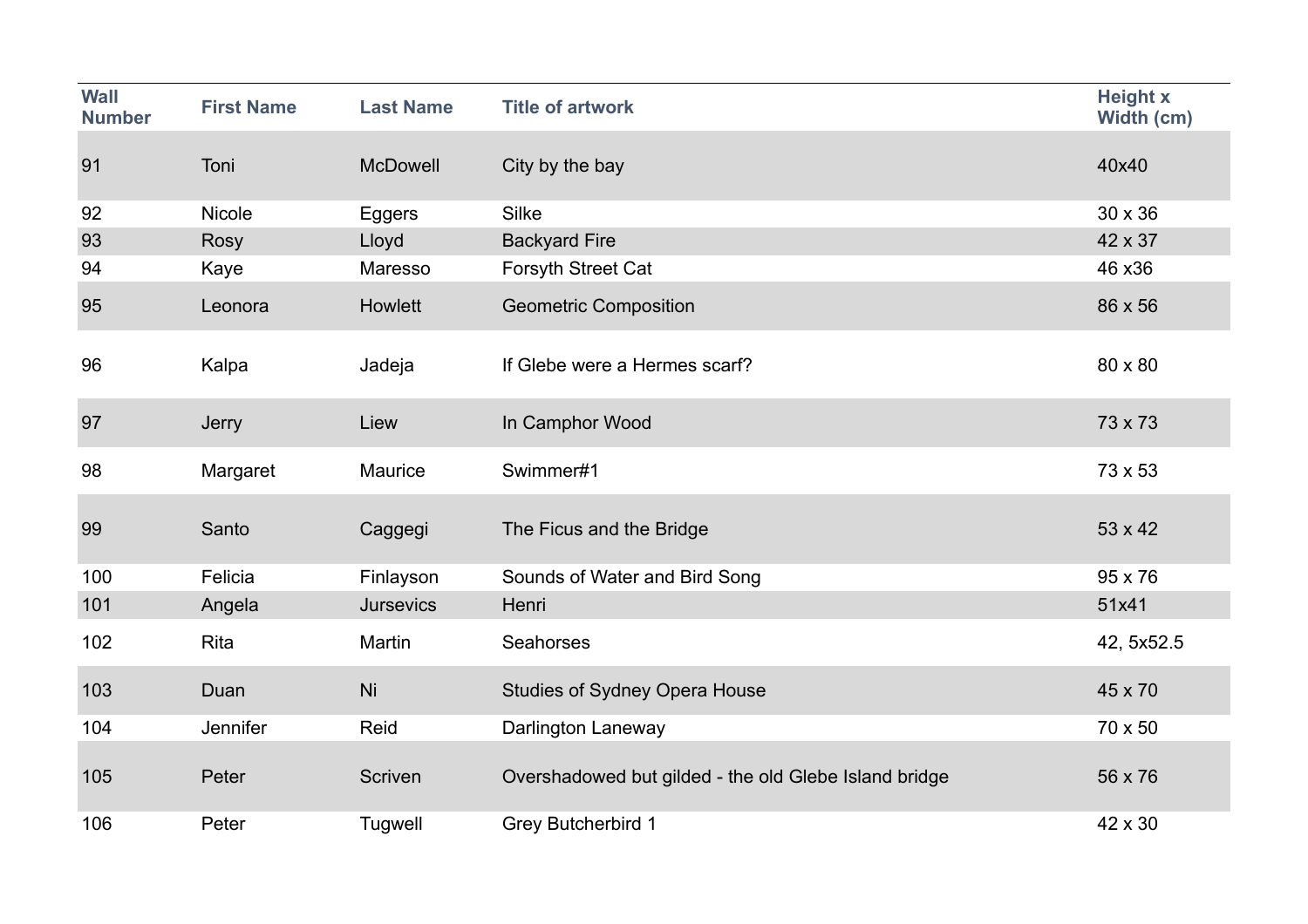| Wall Number | First Name | Last Name | Title of artwork | Height x Width (cm) |
|---|---|---|---|---|
| 91 | Toni | McDowell | City by the bay | 40x40 |
| 92 | Nicole | Eggers | Silke | 30 x 36 |
| 93 | Rosy | Lloyd | Backyard Fire | 42 x 37 |
| 94 | Kaye | Maresso | Forsyth Street Cat | 46 x36 |
| 95 | Leonora | Howlett | Geometric Composition | 86 x 56 |
| 96 | Kalpa | Jadeja | If Glebe were a Hermes scarf? | 80 x 80 |
| 97 | Jerry | Liew | In Camphor Wood | 73 x 73 |
| 98 | Margaret | Maurice | Swimmer#1 | 73 x 53 |
| 99 | Santo | Caggegi | The Ficus and the Bridge | 53 x 42 |
| 100 | Felicia | Finlayson | Sounds of Water and Bird Song | 95 x 76 |
| 101 | Angela | Jursevics | Henri | 51x41 |
| 102 | Rita | Martin | Seahorses | 42, 5x52.5 |
| 103 | Duan | Ni | Studies of Sydney Opera House | 45 x 70 |
| 104 | Jennifer | Reid | Darlington Laneway | 70 x 50 |
| 105 | Peter | Scriven | Overshadowed but gilded - the old Glebe Island bridge | 56 x 76 |
| 106 | Peter | Tugwell | Grey Butcherbird 1 | 42 x 30 |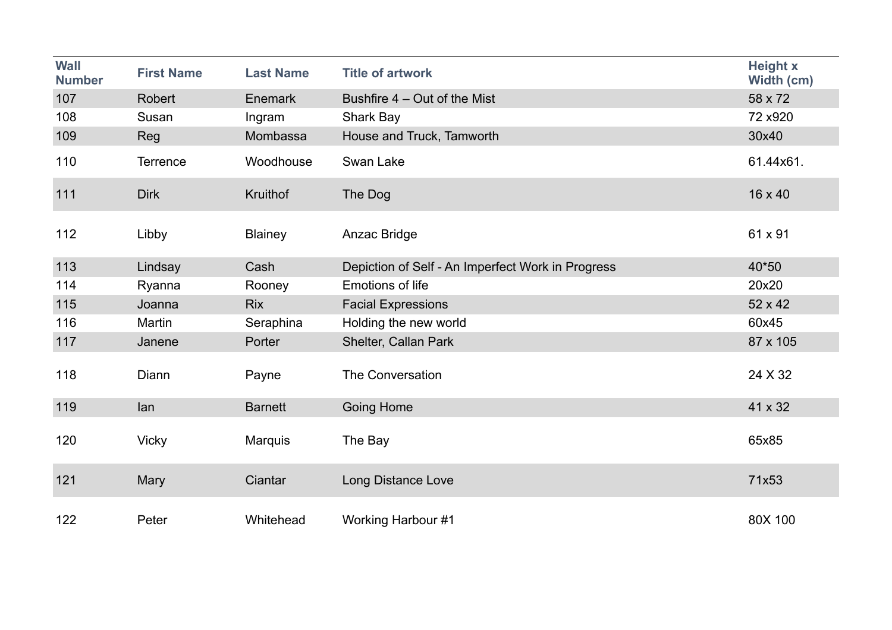| Wall Number | First Name | Last Name | Title of artwork | Height x Width (cm) |
|---|---|---|---|---|
| 107 | Robert | Enemark | Bushfire 4 – Out of the Mist | 58 x 72 |
| 108 | Susan | Ingram | Shark Bay | 72 x920 |
| 109 | Reg | Mombassa | House and Truck, Tamworth | 30x40 |
| 110 | Terrence | Woodhouse | Swan Lake | 61.44x61. |
| 111 | Dirk | Kruithof | The Dog | 16 x 40 |
| 112 | Libby | Blainey | Anzac Bridge | 61 x 91 |
| 113 | Lindsay | Cash | Depiction of Self - An Imperfect Work in Progress | 40*50 |
| 114 | Ryanna | Rooney | Emotions of life | 20x20 |
| 115 | Joanna | Rix | Facial Expressions | 52 x 42 |
| 116 | Martin | Seraphina | Holding the new world | 60x45 |
| 117 | Janene | Porter | Shelter, Callan Park | 87 x 105 |
| 118 | Diann | Payne | The Conversation | 24 X 32 |
| 119 | Ian | Barnett | Going Home | 41 x 32 |
| 120 | Vicky | Marquis | The Bay | 65x85 |
| 121 | Mary | Ciantar | Long Distance Love | 71x53 |
| 122 | Peter | Whitehead | Working Harbour #1 | 80X 100 |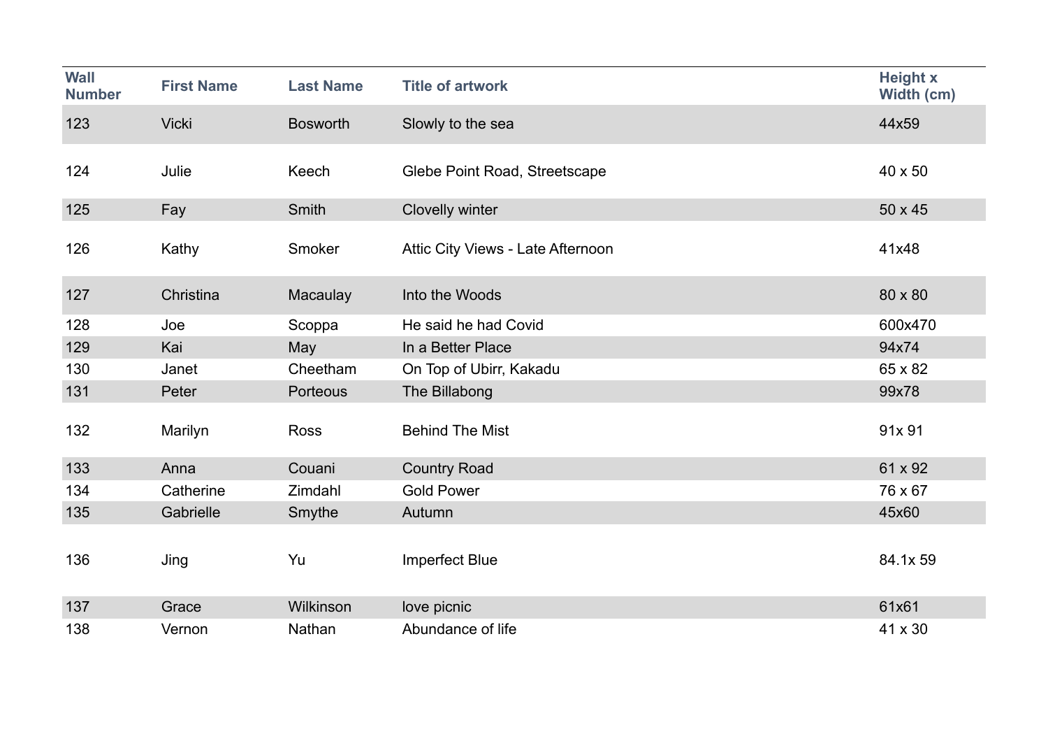| Wall Number | First Name | Last Name | Title of artwork | Height x Width (cm) |
|---|---|---|---|---|
| 123 | Vicki | Bosworth | Slowly to the sea | 44x59 |
| 124 | Julie | Keech | Glebe Point Road, Streetscape | 40 x 50 |
| 125 | Fay | Smith | Clovelly winter | 50 x 45 |
| 126 | Kathy | Smoker | Attic City Views - Late Afternoon | 41x48 |
| 127 | Christina | Macaulay | Into the Woods | 80 x 80 |
| 128 | Joe | Scoppa | He said he had Covid | 600x470 |
| 129 | Kai | May | In a Better Place | 94x74 |
| 130 | Janet | Cheetham | On Top of Ubirr, Kakadu | 65 x 82 |
| 131 | Peter | Porteous | The Billabong | 99x78 |
| 132 | Marilyn | Ross | Behind The Mist | 91x 91 |
| 133 | Anna | Couani | Country Road | 61 x 92 |
| 134 | Catherine | Zimdahl | Gold Power | 76 x 67 |
| 135 | Gabrielle | Smythe | Autumn | 45x60 |
| 136 | Jing | Yu | Imperfect Blue | 84.1x 59 |
| 137 | Grace | Wilkinson | love picnic | 61x61 |
| 138 | Vernon | Nathan | Abundance of life | 41 x 30 |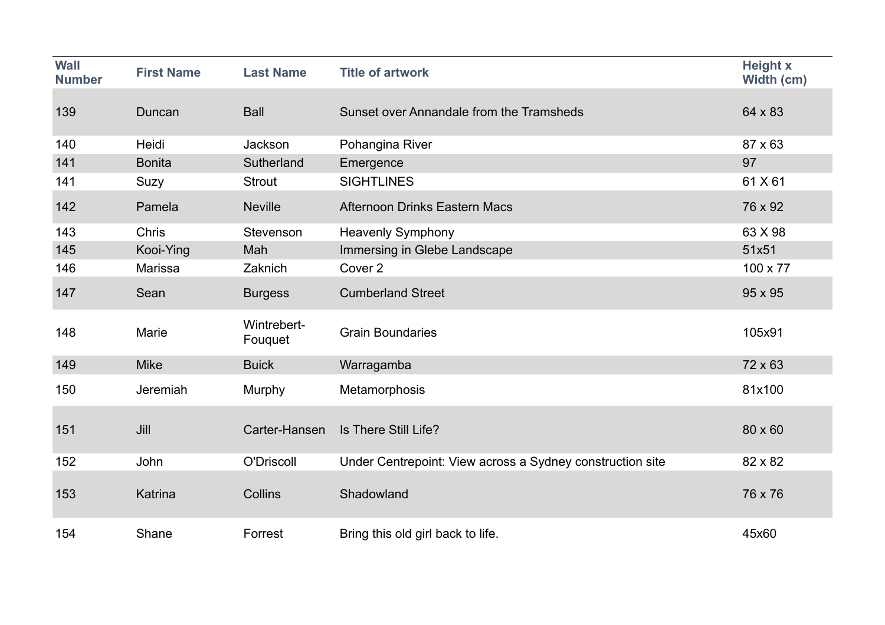| Wall Number | First Name | Last Name | Title of artwork | Height x Width (cm) |
|---|---|---|---|---|
| 139 | Duncan | Ball | Sunset over Annandale from the Tramsheds | 64 x 83 |
| 140 | Heidi | Jackson | Pohangina River | 87 x 63 |
| 141 | Bonita | Sutherland | Emergence | 97 |
| 141 | Suzy | Strout | SIGHTLINES | 61 X 61 |
| 142 | Pamela | Neville | Afternoon Drinks Eastern Macs | 76 x 92 |
| 143 | Chris | Stevenson | Heavenly Symphony | 63 X 98 |
| 145 | Kooi-Ying | Mah | Immersing in Glebe Landscape | 51x51 |
| 146 | Marissa | Zaknich | Cover 2 | 100 x 77 |
| 147 | Sean | Burgess | Cumberland Street | 95 x 95 |
| 148 | Marie | Wintrebert-Fouquet | Grain Boundaries | 105x91 |
| 149 | Mike | Buick | Warragamba | 72 x 63 |
| 150 | Jeremiah | Murphy | Metamorphosis | 81x100 |
| 151 | Jill | Carter-Hansen | Is There Still Life? | 80 x 60 |
| 152 | John | O'Driscoll | Under Centrepoint: View across a Sydney construction site | 82 x 82 |
| 153 | Katrina | Collins | Shadowland | 76 x 76 |
| 154 | Shane | Forrest | Bring this old girl back to life. | 45x60 |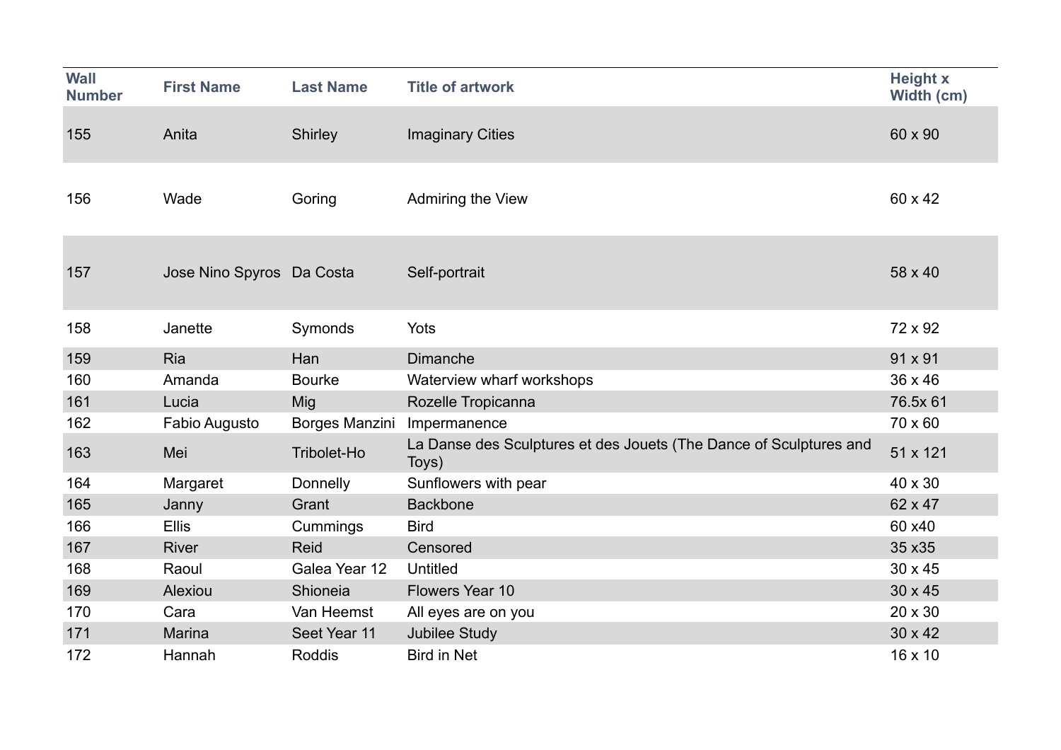| Wall Number | First Name | Last Name | Title of artwork | Height x Width (cm) |
|---|---|---|---|---|
| 155 | Anita | Shirley | Imaginary Cities | 60 x 90 |
| 156 | Wade | Goring | Admiring the View | 60 x 42 |
| 157 | Jose Nino Spyros | Da Costa | Self-portrait | 58 x 40 |
| 158 | Janette | Symonds | Yots | 72 x 92 |
| 159 | Ria | Han | Dimanche | 91 x 91 |
| 160 | Amanda | Bourke | Waterview wharf workshops | 36 x 46 |
| 161 | Lucia | Mig | Rozelle Tropicanna | 76.5x 61 |
| 162 | Fabio Augusto | Borges Manzini | Impermanence | 70 x 60 |
| 163 | Mei | Tribolet-Ho | La Danse des Sculptures et des Jouets (The Dance of Sculptures and Toys) | 51 x 121 |
| 164 | Margaret | Donnelly | Sunflowers with pear | 40 x 30 |
| 165 | Janny | Grant | Backbone | 62 x 47 |
| 166 | Ellis | Cummings | Bird | 60 x40 |
| 167 | River | Reid | Censored | 35 x35 |
| 168 | Raoul | Galea Year 12 | Untitled | 30 x 45 |
| 169 | Alexiou | Shioneia | Flowers Year 10 | 30 x 45 |
| 170 | Cara | Van Heemst | All eyes are on you | 20 x 30 |
| 171 | Marina | Seet Year 11 | Jubilee Study | 30 x 42 |
| 172 | Hannah | Roddis | Bird in Net | 16 x 10 |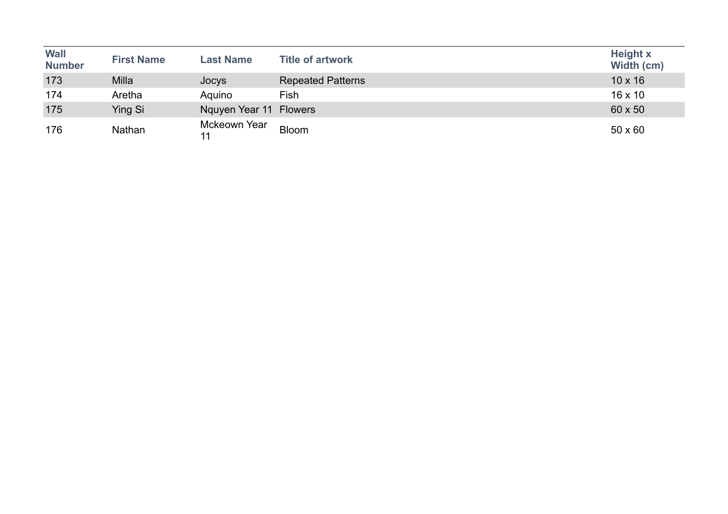| Wall Number | First Name | Last Name | Title of artwork | Height x Width (cm) |
|---|---|---|---|---|
| 173 | Milla | Jocys | Repeated Patterns | 10 x 16 |
| 174 | Aretha | Aquino | Fish | 16 x 10 |
| 175 | Ying Si | Nquyen Year 11 | Flowers | 60 x 50 |
| 176 | Nathan | Mckeown Year 11 | Bloom | 50 x 60 |